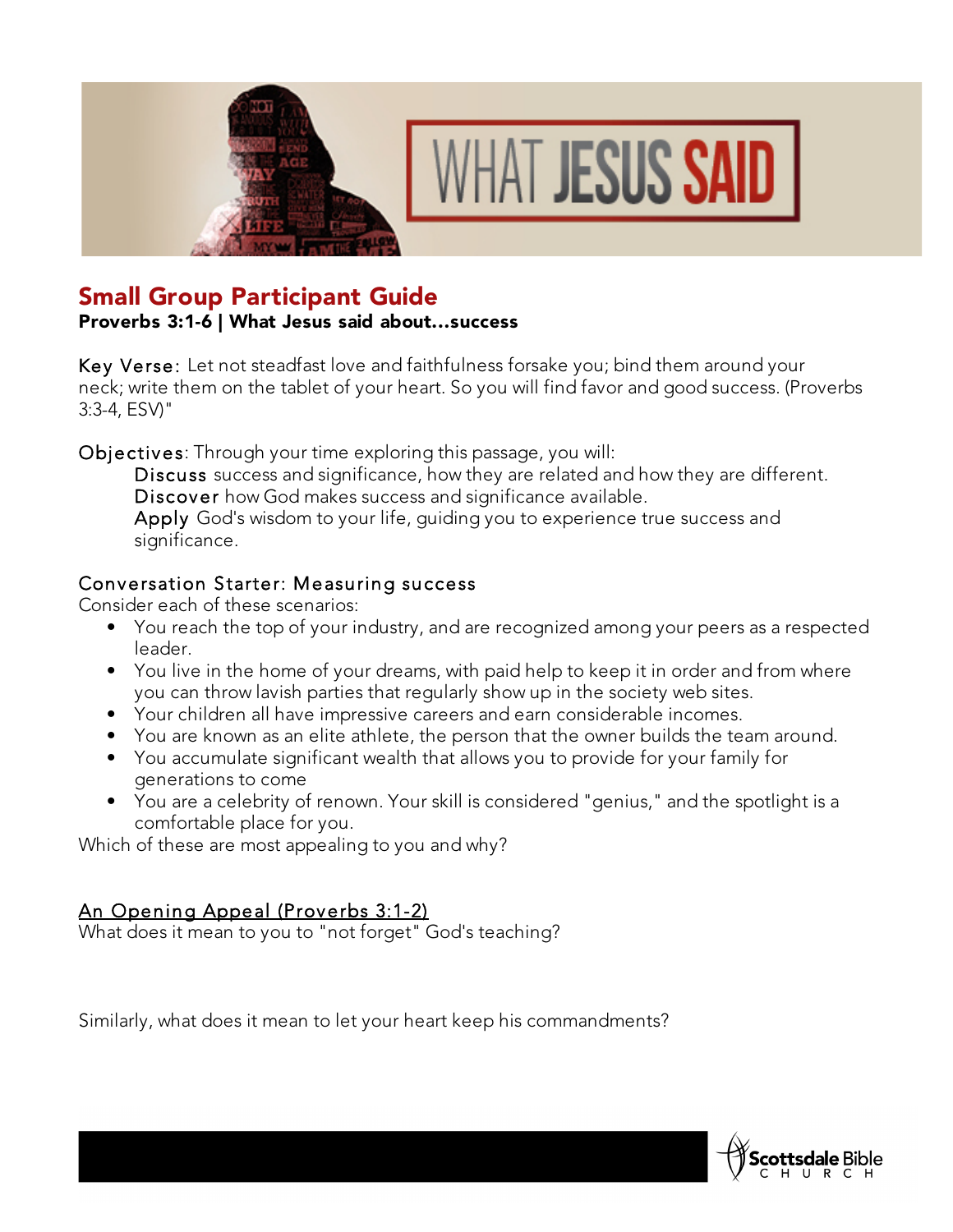## Small Group Participant Guide

**Proverbs 3:1-6 | What Jesus said about...success**

Key Verse: Let not steadfast love and faithfulness forsake you; bind them around your neck; write them on the tablet of your heart. So you will find favor and good success. (Proverbs 3:3-4, ESV)"

Objectives: Through your time exploring this passage, you will:

Discuss success and significance, how they are related and how they are different.
Discover how God makes success and significance available.
Apply God's wisdom to your life, guiding you to experience true success and significance.

### Conversation Starter: Measuring success

Consider each of these scenarios:

- You reach the top of your industry, and are recognized among your peers as a respected leader.
- You live in the home of your dreams, with paid help to keep it in order and from where you can throw lavish parties that regularly show up in the society web sites.
- Your children all have impressive careers and earn considerable incomes.
- You are known as an elite athlete, the person that the owner builds the team around.
- You accumulate significant wealth that allows you to provide for your family for generations to come
- You are a celebrity of renown. Your skill is considered "genius," and the spotlight is a comfortable place for you.

Which of these are most appealing to you and why?

### An Opening Appeal (Proverbs 3:1-2)

What does it mean to you to "not forget" God's teaching?

Similarly, what does it mean to let your heart keep his commandments?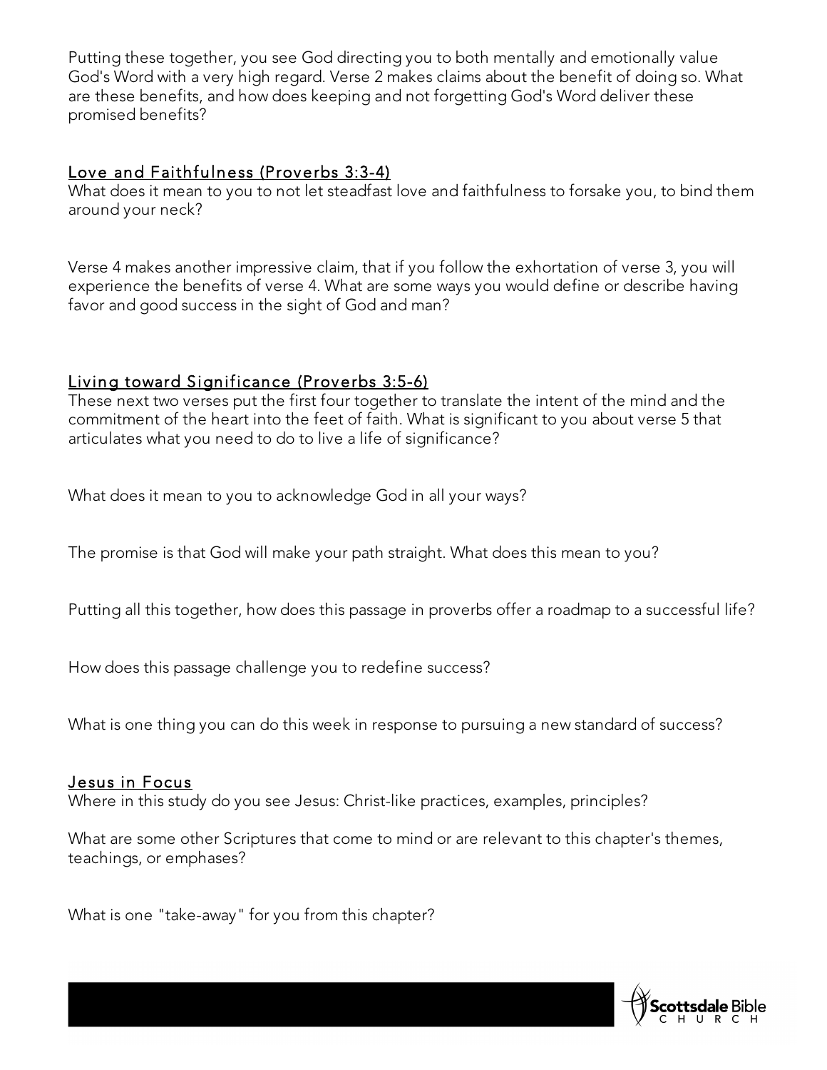Putting these together, you see God directing you to both mentally and emotionally value God's Word with a very high regard. Verse 2 makes claims about the benefit of doing so. What are these benefits, and how does keeping and not forgetting God's Word deliver these promised benefits?

## Love and Faithfulness (Proverbs 3:3-4)

What does it mean to you to not let steadfast love and faithfulness to forsake you, to bind them around your neck?

Verse 4 makes another impressive claim, that if you follow the exhortation of verse 3, you will experience the benefits of verse 4. What are some ways you would define or describe having favor and good success in the sight of God and man?

## Living toward Significance (Proverbs 3:5-6)

These next two verses put the first four together to translate the intent of the mind and the commitment of the heart into the feet of faith. What is significant to you about verse 5 that articulates what you need to do to live a life of significance?

What does it mean to you to acknowledge God in all your ways?

The promise is that God will make your path straight. What does this mean to you?

Putting all this together, how does this passage in proverbs offer a roadmap to a successful life?

How does this passage challenge you to redefine success?

What is one thing you can do this week in response to pursuing a new standard of success?

## Jesus in Focus

Where in this study do you see Jesus: Christ-like practices, examples, principles?

What are some other Scriptures that come to mind or are relevant to this chapter's themes, teachings, or emphases?

What is one "take-away" for you from this chapter?